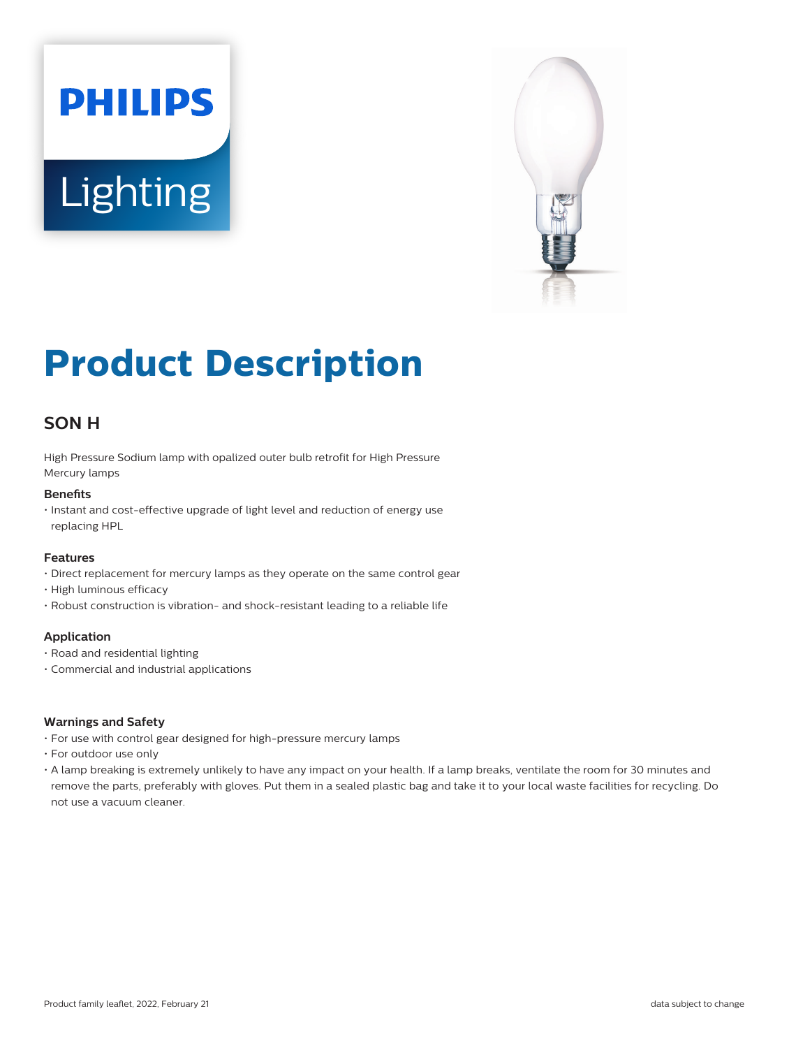# Product Description

## SON H

High Pressure Sodium lamp with opalized outer bulb retrofit for High Pressure Mercury lamps

### Benefits

- Instant and cost-effective upgrade of light level and reduction of energy use replacing HPL

### Features

- Direct replacement for mercury lamps as they operate on the same control gear
- High luminous efficacy
- Robust construction is vibration- and shock-resistant leading to a reliable life

### Application

- Road and residential lighting
- Commercial and industrial applications

### Warnings and Safety

- For use with control gear designed for high-pressure mercury lamps
- For outdoor use only
- A lamp breaking is extremely unlikely to have any impact on your health. If a lamp breaks, ventilate the room for 30 minutes and remove the parts, preferably with gloves. Put them in a sealed plastic bag and take it to your local waste facilities for recycling. Do not use a vacuum cleaner.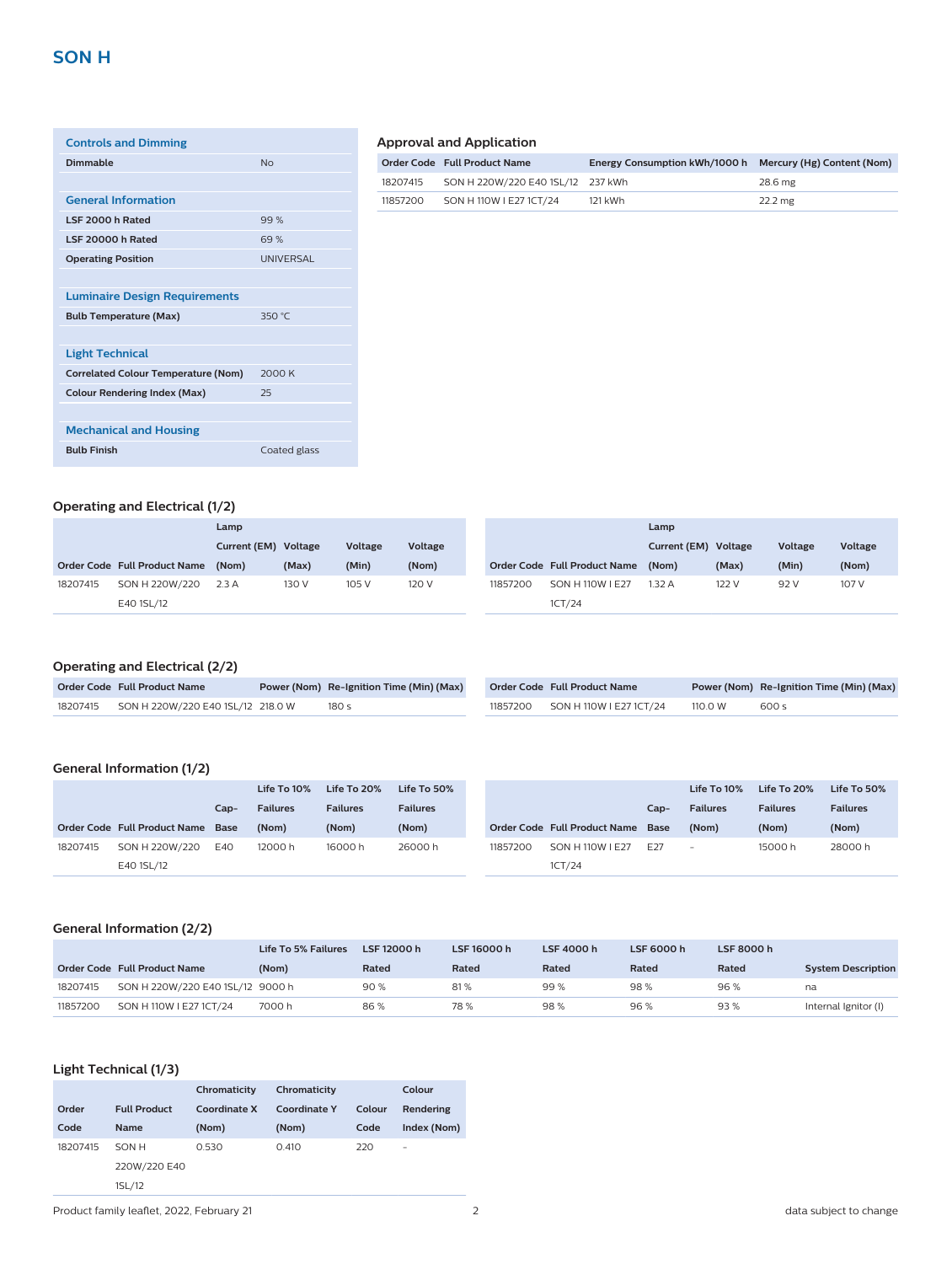# SON H

| Controls and Dimming | |
|---|---|
| **Dimmable** | No |

| General Information | |
|---|---|
| **LSF 2000 h Rated** | 99 % |
| **LSF 20000 h Rated** | 69 % |
| **Operating Position** | UNIVERSAL |

| Luminaire Design Requirements | |
|---|---|
| **Bulb Temperature (Max)** | 350 °C |

| Light Technical | |
|---|---|
| **Correlated Colour Temperature (Nom)** | 2000 K |
| **Colour Rendering Index (Max)** | 25 |

| Mechanical and Housing | |
|---|---|
| **Bulb Finish** | Coated glass |

### Approval and Application

| Order Code | Full Product Name | Energy Consumption kWh/1000 h | Mercury (Hg) Content (Nom) |
|---|---|---|---|
| 18207415 | SON H 220W/220 E40 1SL/12 | 237 kWh | 28.6 mg |
| 11857200 | SON H 110W I E27 1CT/24 | 121 kWh | 22.2 mg |

### Operating and Electrical (1/2)

| Order Code | Full Product Name | Lamp Current (EM) (Nom) | Voltage (Max) | Voltage (Min) | Voltage (Nom) |
|---|---|---|---|---|---|
| 18207415 | SON H 220W/220 E40 1SL/12 | 2.3 A | 130 V | 105 V | 120 V |
| 11857200 | SON H 110W I E27 1CT/24 | 1.32 A | 122 V | 92 V | 107 V |

### Operating and Electrical (2/2)

| Order Code | Full Product Name | Power (Nom) | Re-Ignition Time (Min) (Max) |
|---|---|---|---|
| 18207415 | SON H 220W/220 E40 1SL/12 | 218.0 W | 180 s |
| 11857200 | SON H 110W I E27 1CT/24 | 110.0 W | 600 s |

### General Information (1/2)

| Order Code | Full Product Name | Cap-Base | Life To 10% Failures (Nom) | Life To 20% Failures (Nom) | Life To 50% Failures (Nom) |
|---|---|---|---|---|---|
| 18207415 | SON H 220W/220 E40 1SL/12 | E40 | 12000 h | 16000 h | 26000 h |
| 11857200 | SON H 110W I E27 1CT/24 | E27 | - | 15000 h | 28000 h |

### General Information (2/2)

| Order Code | Full Product Name | Life To 5% Failures (Nom) | LSF 12000 h Rated | LSF 16000 h Rated | LSF 4000 h Rated | LSF 6000 h Rated | LSF 8000 h Rated | System Description |
|---|---|---|---|---|---|---|---|---|
| 18207415 | SON H 220W/220 E40 1SL/12 | 9000 h | 90 % | 81 % | 99 % | 98 % | 96 % | na |
| 11857200 | SON H 110W I E27 1CT/24 | 7000 h | 86 % | 78 % | 98 % | 96 % | 93 % | Internal Ignitor (I) |

### Light Technical (1/3)

| Order Code | Full Product Name | Chromaticity Coordinate X (Nom) | Chromaticity Coordinate Y (Nom) | Colour Code | Colour Rendering Index (Nom) |
|---|---|---|---|---|---|
| 18207415 | SON H 220W/220 E40 1SL/12 | 0.530 | 0.410 | 220 | - |

Product family leaflet, 2022, February 21 — data subject to change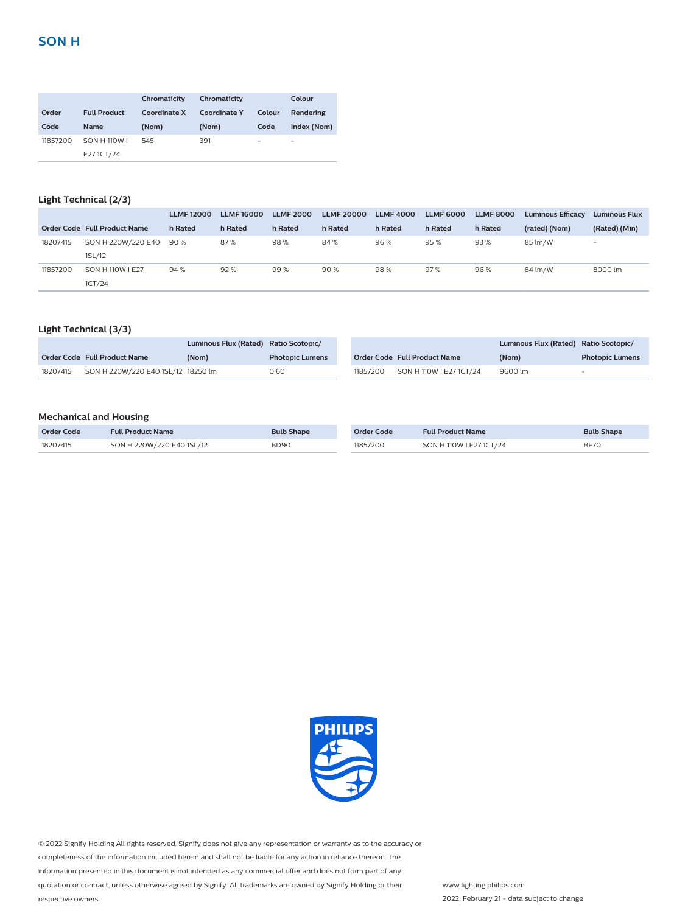## SON H

| Order Code | Full Product Name | Chromaticity Coordinate X (Nom) | Chromaticity Coordinate Y (Nom) | Colour Code | Colour Rendering Index (Nom) |
|---|---|---|---|---|---|
| 11857200 | SON H 110W I E27 1CT/24 | 545 | 391 | - | - |

### Light Technical (2/3)

| Order Code | Full Product Name | LLMF 12000 h Rated | LLMF 16000 h Rated | LLMF 2000 h Rated | LLMF 20000 h Rated | LLMF 4000 h Rated | LLMF 6000 h Rated | LLMF 8000 h Rated | Luminous Efficacy (rated) (Nom) | Luminous Flux (Rated) (Min) |
|---|---|---|---|---|---|---|---|---|---|---|
| 18207415 | SON H 220W/220 E40 1SL/12 | 90 % | 87 % | 98 % | 84 % | 96 % | 95 % | 93 % | 85 lm/W | - |
| 11857200 | SON H 110W I E27 1CT/24 | 94 % | 92 % | 99 % | 90 % | 98 % | 97 % | 96 % | 84 lm/W | 8000 lm |

### Light Technical (3/3)

| Order Code | Full Product Name | Luminous Flux (Rated) (Nom) | Ratio Scotopic/ Photopic Lumens |
|---|---|---|---|
| 18207415 | SON H 220W/220 E40 1SL/12 | 18250 lm | 0.60 |
| 11857200 | SON H 110W I E27 1CT/24 | 9600 lm | - |

### Mechanical and Housing

| Order Code | Full Product Name | Bulb Shape |
|---|---|---|
| 18207415 | SON H 220W/220 E40 1SL/12 | BD90 |
| 11857200 | SON H 110W I E27 1CT/24 | BF70 |

© 2022 Signify Holding All rights reserved. Signify does not give any representation or warranty as to the accuracy or completeness of the information included herein and shall not be liable for any action in reliance thereon. The information presented in this document is not intended as any commercial offer and does not form part of any quotation or contract, unless otherwise agreed by Signify. All trademarks are owned by Signify Holding or their respective owners.

www.lighting.philips.com

2022, February 21 - data subject to change